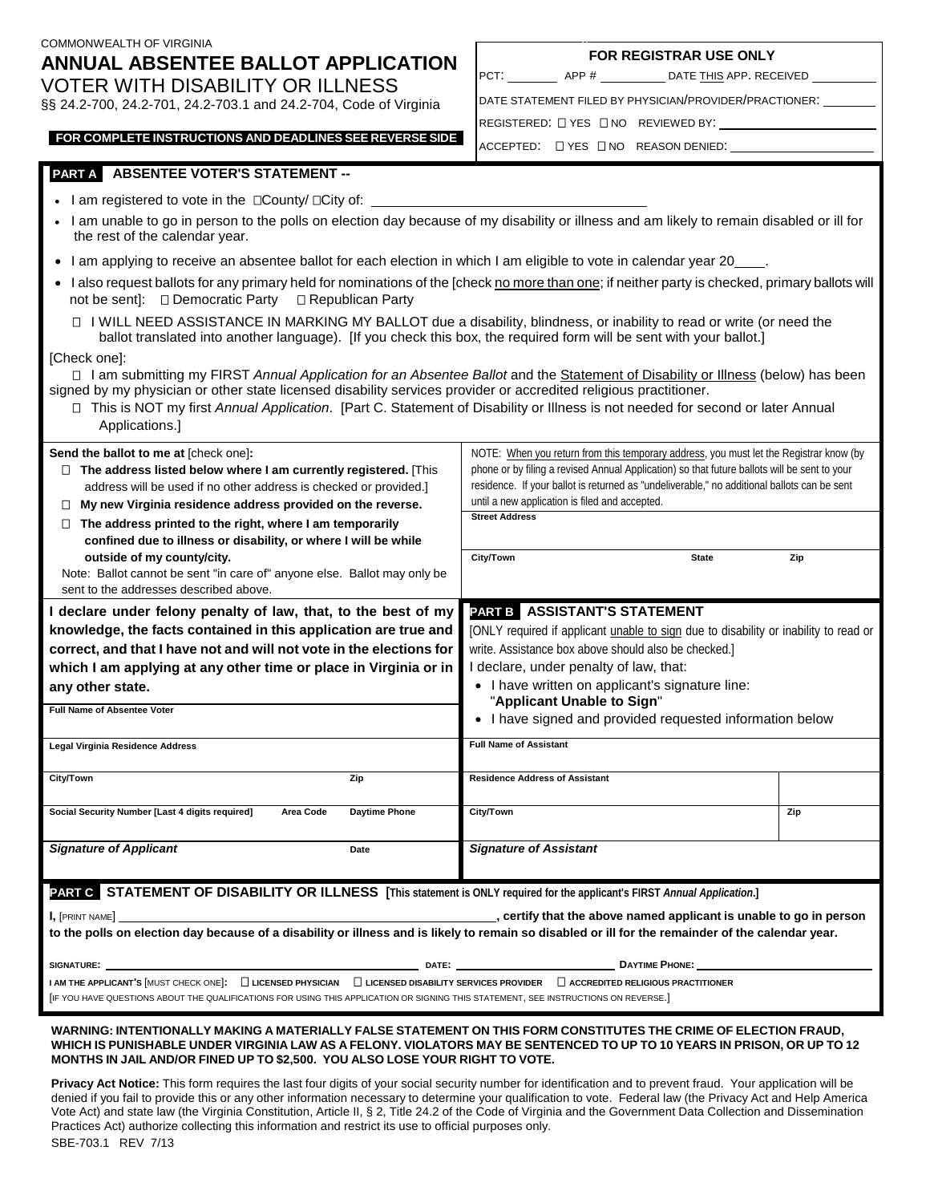COMMONWEALTH OF VIRGINIA

# ANNUAL ABSENTEE BALLOT APPLICATION

## VOTER WITH DISABILITY OR ILLNESS

§§ 24.2-700, 24.2-701, 24.2-703.1 and 24.2-704, Code of Virginia

**FOR COMPLETE INSTRUCTIONS AND DEADLINES SEE REVERSE SIDE**

**FOR REGISTRAR USE ONLY**

PCT: ________ APP # __________ DATE THIS APP. RECEIVED __________

DATE STATEMENT FILED BY PHYSICIAN/PROVIDER/PRACTIONER: ________

REGISTERED: ☐ YES ☐ NO REVIEWED BY: ____________________

ACCEPTED: ☐ YES ☐ NO REASON DENIED: ____________________

## PART A ABSENTEE VOTER'S STATEMENT --

- I am registered to vote in the ☐County/ ☐City of: ______________________________
- I am unable to go in person to the polls on election day because of my disability or illness and am likely to remain disabled or ill for the rest of the calendar year.
- I am applying to receive an absentee ballot for each election in which I am eligible to vote in calendar year 20____.
- I also request ballots for any primary held for nominations of the [check no more than one; if neither party is checked, primary ballots will not be sent]: ☐ Democratic Party ☐ Republican Party

☐ I WILL NEED ASSISTANCE IN MARKING MY BALLOT due a disability, blindness, or inability to read or write (or need the ballot translated into another language). [If you check this box, the required form will be sent with your ballot.]

[Check one]:

☐ I am submitting my FIRST *Annual Application for an Absentee Ballot* and the Statement of Disability or Illness (below) has been signed by my physician or other state licensed disability services provider or accredited religious practitioner.

☐ This is NOT my first *Annual Application*. [Part C. Statement of Disability or Illness is not needed for second or later Annual Applications.]

**Send the ballot to me at** [check one]**:**

☐ **The address listed below where I am currently registered.** [This address will be used if no other address is checked or provided.]

☐ **My new Virginia residence address provided on the reverse.**

☐ **The address printed to the right, where I am temporarily confined due to illness or disability, or where I will be while outside of my county/city.**

Note: Ballot cannot be sent "in care of" anyone else. Ballot may only be sent to the addresses described above.

NOTE: When you return from this temporary address, you must let the Registrar know (by phone or by filing a revised Annual Application) so that future ballots will be sent to your residence. If your ballot is returned as "undeliverable," no additional ballots can be sent until a new application is filed and accepted.

| Street Address | | |
|---|---|---|
| | | |
| **City/Town** | **State** | **Zip** |
| | | |

**I declare under felony penalty of law, that, to the best of my knowledge, the facts contained in this application are true and correct, and that I have not and will not vote in the elections for which I am applying at any other time or place in Virginia or in any other state.**

| Full Name of Absentee Voter | | |
|---|---|---|
| | | |
| **Legal Virginia Residence Address** | | |
| | | |
| **City/Town** | | **Zip** |
| | | |
| **Social Security Number [Last 4 digits required]** | **Area Code** | **Daytime Phone** |
| | | |
| ***Signature of Applicant*** | | **Date** |
| | | |

## PART B ASSISTANT'S STATEMENT

[ONLY required if applicant unable to sign due to disability or inability to read or write. Assistance box above should also be checked.]

I declare, under penalty of law, that:

- I have written on applicant's signature line: "**Applicant Unable to Sign**"
- I have signed and provided requested information below

| Full Name of Assistant | |
|---|---|
| | |
| **Residence Address of Assistant** | |
| | |
| **City/Town** | **Zip** |
| | |
| ***Signature of Assistant*** | |
| | |

## PART C STATEMENT OF DISABILITY OR ILLNESS [This statement is ONLY required for the applicant's FIRST *Annual Application*.]

**I,** [PRINT NAME] ______________________________**, certify that the above named applicant is unable to go in person to the polls on election day because of a disability or illness and is likely to remain so disabled or ill for the remainder of the calendar year.**

**SIGNATURE:** ______________________________ **DATE:** ______________ **DAYTIME PHONE:** ______________

**I AM THE APPLICANT'S** [MUST CHECK ONE]**:** ☐ **LICENSED PHYSICIAN** ☐ **LICENSED DISABILITY SERVICES PROVIDER** ☐ **ACCREDITED RELIGIOUS PRACTITIONER**

[IF YOU HAVE QUESTIONS ABOUT THE QUALIFICATIONS FOR USING THIS APPLICATION OR SIGNING THIS STATEMENT, SEE INSTRUCTIONS ON REVERSE.]

**WARNING: INTENTIONALLY MAKING A MATERIALLY FALSE STATEMENT ON THIS FORM CONSTITUTES THE CRIME OF ELECTION FRAUD, WHICH IS PUNISHABLE UNDER VIRGINIA LAW AS A FELONY. VIOLATORS MAY BE SENTENCED TO UP TO 10 YEARS IN PRISON, OR UP TO 12 MONTHS IN JAIL AND/OR FINED UP TO $2,500. YOU ALSO LOSE YOUR RIGHT TO VOTE.**

**Privacy Act Notice:** This form requires the last four digits of your social security number for identification and to prevent fraud. Your application will be denied if you fail to provide this or any other information necessary to determine your qualification to vote. Federal law (the Privacy Act and Help America Vote Act) and state law (the Virginia Constitution, Article II, § 2, Title 24.2 of the Code of Virginia and the Government Data Collection and Dissemination Practices Act) authorize collecting this information and restrict its use to official purposes only.

SBE-703.1 REV 7/13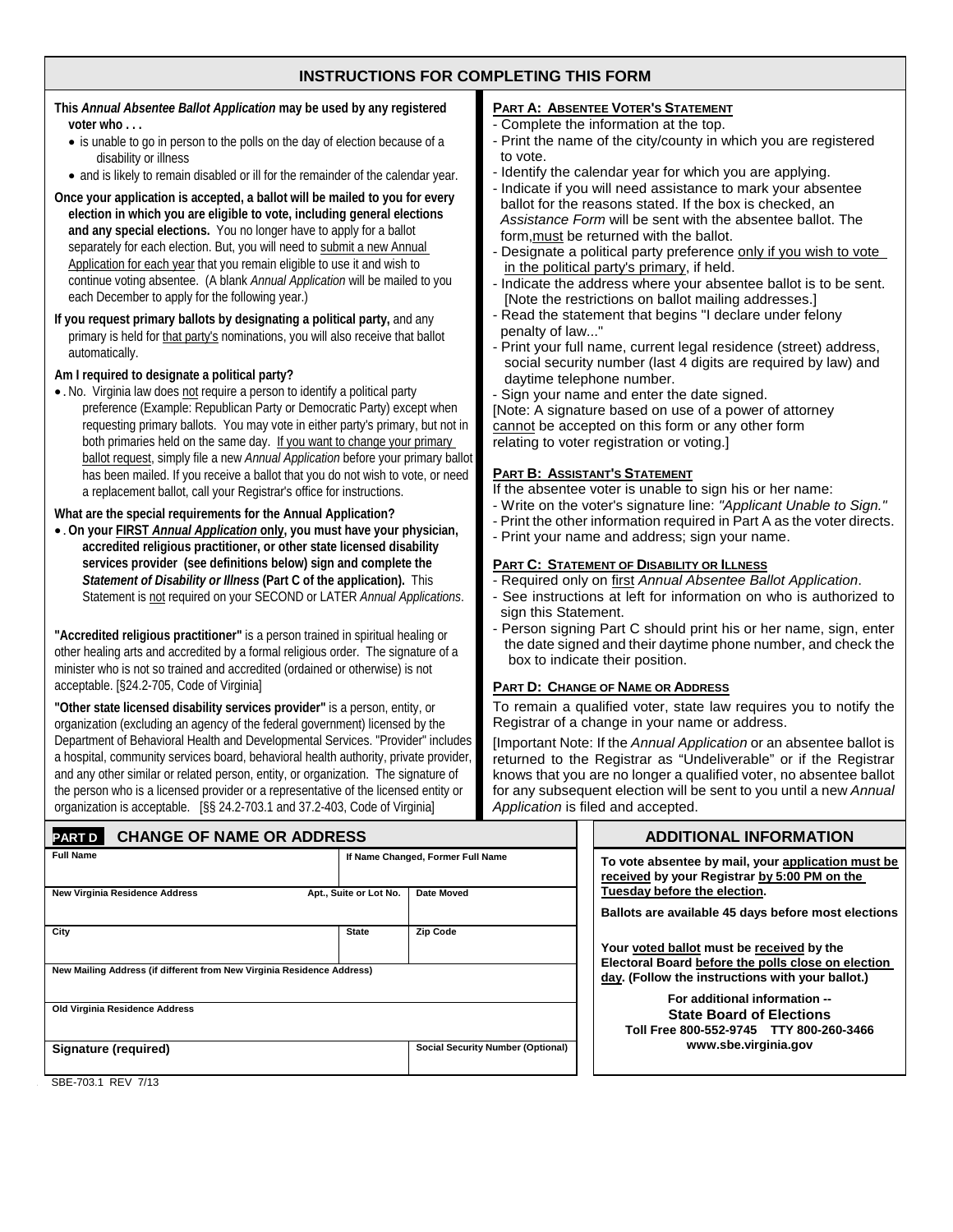## INSTRUCTIONS FOR COMPLETING THIS FORM

**This *Annual Absentee Ballot Application* may be used by any registered voter who . . .**

- is unable to go in person to the polls on the day of election because of a disability or illness
- and is likely to remain disabled or ill for the remainder of the calendar year.

**Once your application is accepted, a ballot will be mailed to you for every election in which you are eligible to vote, including general elections and any special elections.** You no longer have to apply for a ballot separately for each election. But, you will need to submit a new Annual Application for each year that you remain eligible to use it and wish to continue voting absentee. (A blank *Annual Application* will be mailed to you each December to apply for the following year.)

**If you request primary ballots by designating a political party,** and any primary is held for that party's nominations, you will also receive that ballot automatically.

**Am I required to designate a political party?**

- . No. Virginia law does not require a person to identify a political party preference (Example: Republican Party or Democratic Party) except when requesting primary ballots. You may vote in either party's primary, but not in both primaries held on the same day. If you want to change your primary ballot request, simply file a new *Annual Application* before your primary ballot has been mailed. If you receive a ballot that you do not wish to vote, or need a replacement ballot, call your Registrar's office for instructions.

**What are the special requirements for the Annual Application?**

- . **On your FIRST *Annual Application* only, you must have your physician, accredited religious practitioner, or other state licensed disability services provider (see definitions below) sign and complete the *Statement of Disability or Illness* (Part C of the application).** This Statement is not required on your SECOND or LATER *Annual Applications*.

**"Accredited religious practitioner"** is a person trained in spiritual healing or other healing arts and accredited by a formal religious order. The signature of a minister who is not so trained and accredited (ordained or otherwise) is not acceptable. [§24.2-705, Code of Virginia]

**"Other state licensed disability services provider"** is a person, entity, or organization (excluding an agency of the federal government) licensed by the Department of Behavioral Health and Developmental Services. "Provider" includes a hospital, community services board, behavioral health authority, private provider, and any other similar or related person, entity, or organization. The signature of the person who is a licensed provider or a representative of the licensed entity or organization is acceptable. [§§ 24.2-703.1 and 37.2-403, Code of Virginia]

**PART A: ABSENTEE VOTER'S STATEMENT**

- Complete the information at the top.
- Print the name of the city/county in which you are registered to vote.
- Identify the calendar year for which you are applying.
- Indicate if you will need assistance to mark your absentee ballot for the reasons stated. If the box is checked, an *Assistance Form* will be sent with the absentee ballot. The form, must be returned with the ballot.
- Designate a political party preference only if you wish to vote in the political party's primary, if held.
- Indicate the address where your absentee ballot is to be sent. [Note the restrictions on ballot mailing addresses.]
- Read the statement that begins "I declare under felony penalty of law..."
- Print your full name, current legal residence (street) address, social security number (last 4 digits are required by law) and daytime telephone number.
- Sign your name and enter the date signed.

[Note: A signature based on use of a power of attorney cannot be accepted on this form or any other form relating to voter registration or voting.]

**PART B: ASSISTANT'S STATEMENT**

If the absentee voter is unable to sign his or her name:

- Write on the voter's signature line: *"Applicant Unable to Sign."*
- Print the other information required in Part A as the voter directs.
- Print your name and address; sign your name.

**PART C: STATEMENT OF DISABILITY OR ILLNESS**

- Required only on first *Annual Absentee Ballot Application*.
- See instructions at left for information on who is authorized to sign this Statement.
- Person signing Part C should print his or her name, sign, enter the date signed and their daytime phone number, and check the box to indicate their position.

**PART D: CHANGE OF NAME OR ADDRESS**

To remain a qualified voter, state law requires you to notify the Registrar of a change in your name or address.

[Important Note: If the *Annual Application* or an absentee ballot is returned to the Registrar as "Undeliverable" or if the Registrar knows that you are no longer a qualified voter, no absentee ballot for any subsequent election will be sent to you until a new *Annual Application* is filed and accepted.

## PART D CHANGE OF NAME OR ADDRESS

| Full Name | | If Name Changed, Former Full Name |
|---|---|---|
| **New Virginia Residence Address** | **Apt., Suite or Lot No.** | **Date Moved** |
| **City** | **State** | **Zip Code** |
| **New Mailing Address (if different from New Virginia Residence Address)** | | |
| **Old Virginia Residence Address** | | |
| **Signature (required)** | | **Social Security Number (Optional)** |

## ADDITIONAL INFORMATION

**To vote absentee by mail, your application must be received by your Registrar by 5:00 PM on the Tuesday before the election.**

**Ballots are available 45 days before most elections**

**Your voted ballot must be received by the Electoral Board before the polls close on election day. (Follow the instructions with your ballot.)**

**For additional information --**
**State Board of Elections**
**Toll Free 800-552-9745 TTY 800-260-3466**
**www.sbe.virginia.gov**

SBE-703.1 REV 7/13